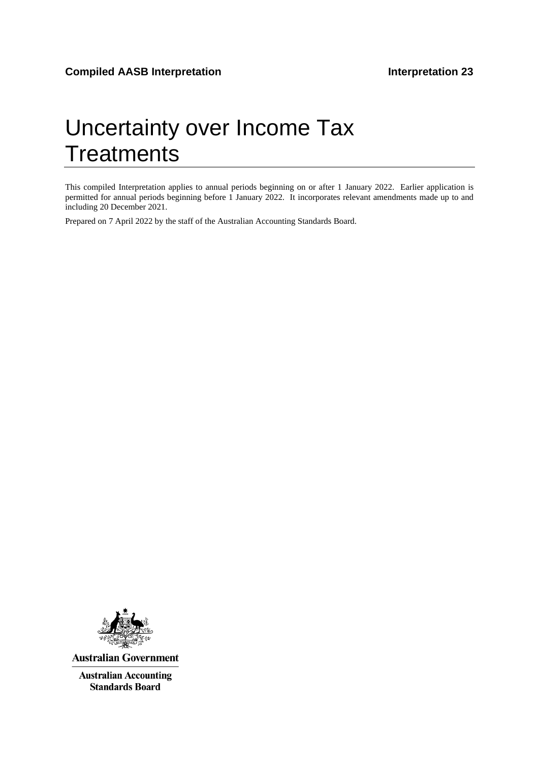**Compiled AASB Interpretation** **Interpretation 23**

# Uncertainty over Income Tax Treatments

This compiled Interpretation applies to annual periods beginning on or after 1 January 2022. Earlier application is permitted for annual periods beginning before 1 January 2022. It incorporates relevant amendments made up to and including 20 December 2021.

Prepared on 7 April 2022 by the staff of the Australian Accounting Standards Board.

**Australian Government**

**Australian Accounting Standards Board**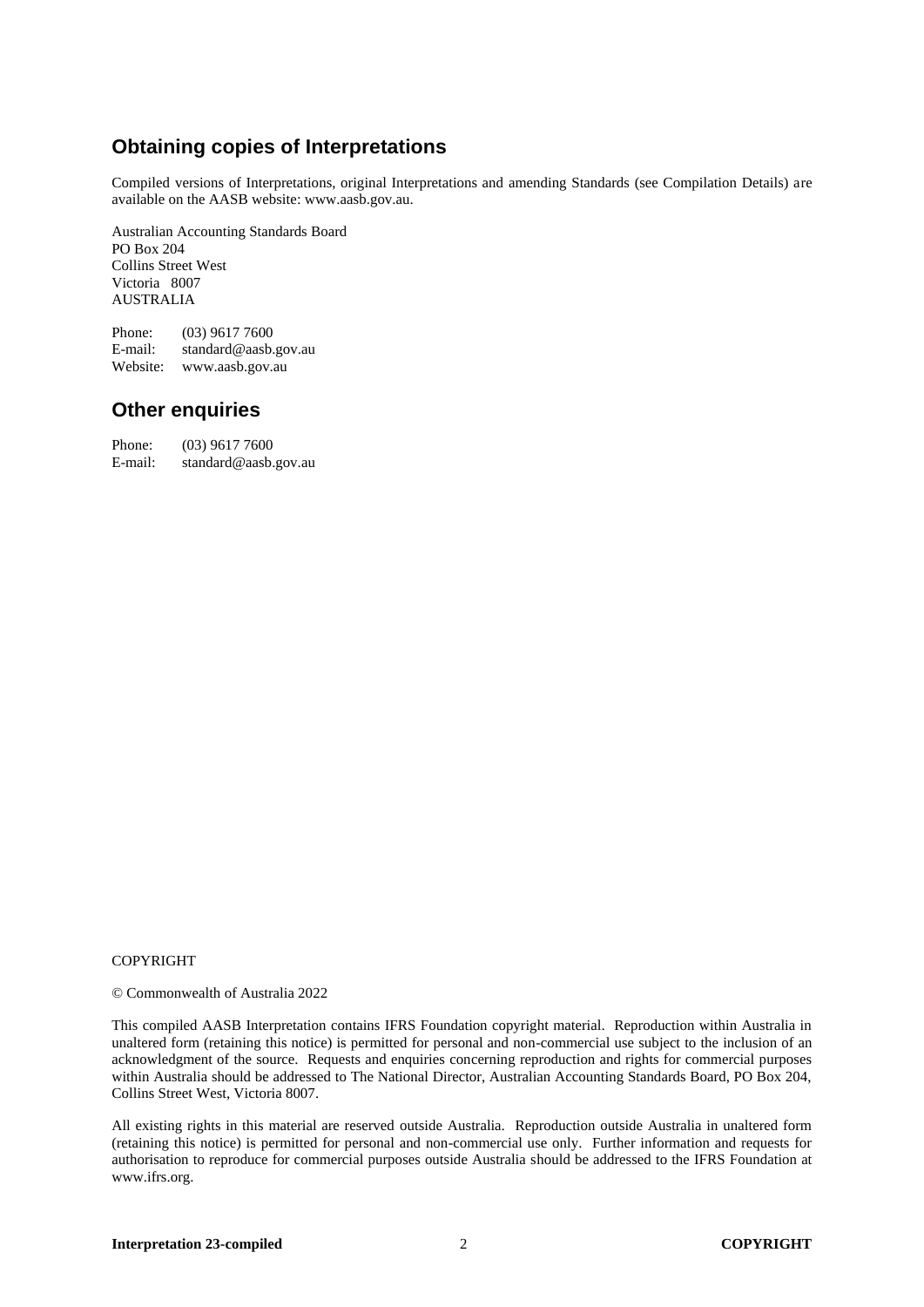## Obtaining copies of Interpretations

Compiled versions of Interpretations, original Interpretations and amending Standards (see Compilation Details) are available on the AASB website: www.aasb.gov.au.

Australian Accounting Standards Board
PO Box 204
Collins Street West
Victoria 8007
AUSTRALIA

Phone: (03) 9617 7600
E-mail: standard@aasb.gov.au
Website: www.aasb.gov.au

## Other enquiries

Phone: (03) 9617 7600
E-mail: standard@aasb.gov.au

COPYRIGHT

© Commonwealth of Australia 2022

This compiled AASB Interpretation contains IFRS Foundation copyright material. Reproduction within Australia in unaltered form (retaining this notice) is permitted for personal and non-commercial use subject to the inclusion of an acknowledgment of the source. Requests and enquiries concerning reproduction and rights for commercial purposes within Australia should be addressed to The National Director, Australian Accounting Standards Board, PO Box 204, Collins Street West, Victoria 8007.

All existing rights in this material are reserved outside Australia. Reproduction outside Australia in unaltered form (retaining this notice) is permitted for personal and non-commercial use only. Further information and requests for authorisation to reproduce for commercial purposes outside Australia should be addressed to the IFRS Foundation at www.ifrs.org.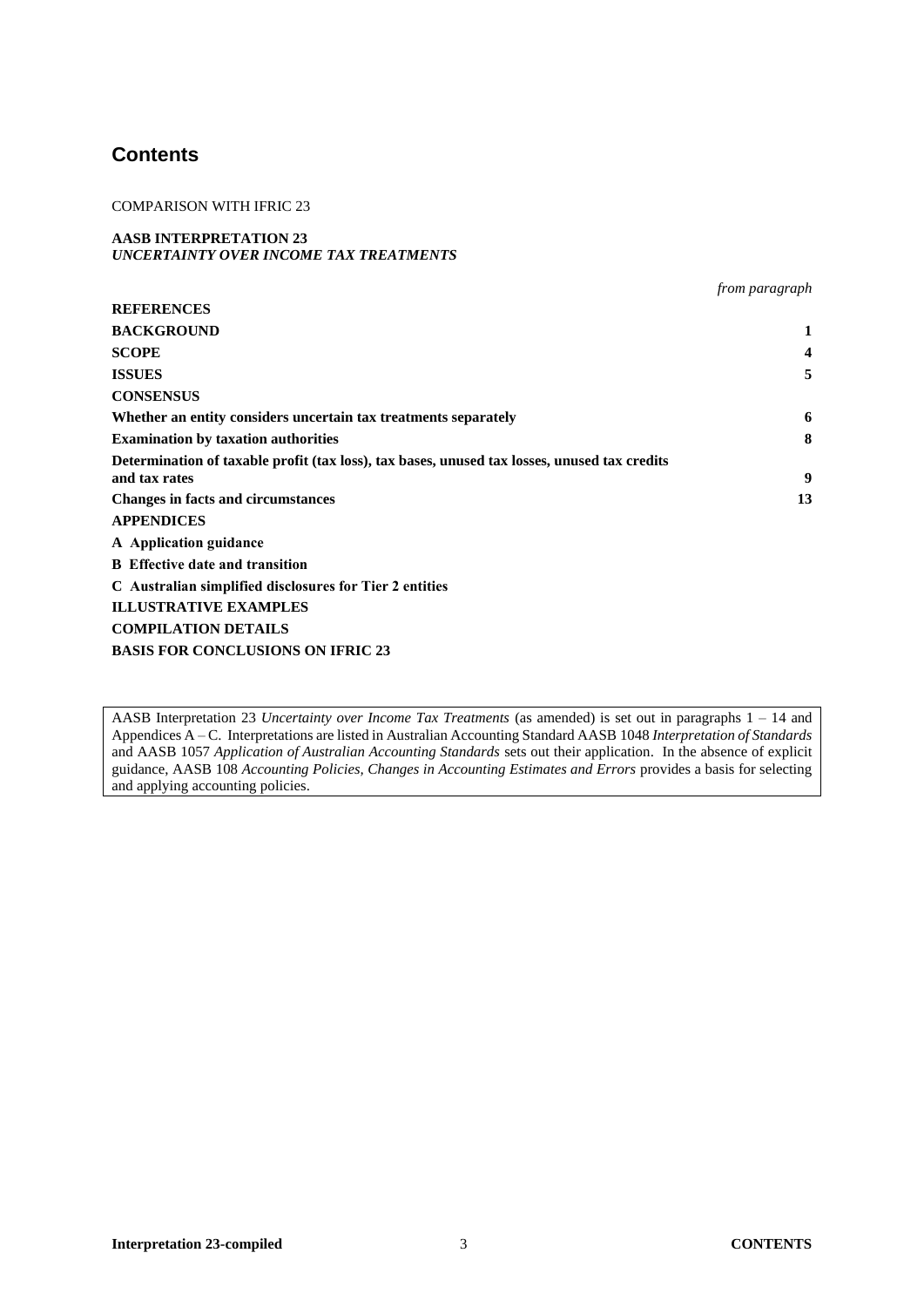## Contents

COMPARISON WITH IFRIC 23

**AASB INTERPRETATION 23**
***UNCERTAINTY OVER INCOME TAX TREATMENTS***

| | *from paragraph* |
|---|---|
| **REFERENCES** | |
| **BACKGROUND** | **1** |
| **SCOPE** | **4** |
| **ISSUES** | **5** |
| **CONSENSUS** | |
| **Whether an entity considers uncertain tax treatments separately** | **6** |
| **Examination by taxation authorities** | **8** |
| **Determination of taxable profit (tax loss), tax bases, unused tax losses, unused tax credits and tax rates** | **9** |
| **Changes in facts and circumstances** | **13** |
| **APPENDICES** | |
| **A Application guidance** | |
| **B Effective date and transition** | |
| **C Australian simplified disclosures for Tier 2 entities** | |
| **ILLUSTRATIVE EXAMPLES** | |
| **COMPILATION DETAILS** | |
| **BASIS FOR CONCLUSIONS ON IFRIC 23** | |

AASB Interpretation 23 *Uncertainty over Income Tax Treatments* (as amended) is set out in paragraphs 1 – 14 and Appendices A – C. Interpretations are listed in Australian Accounting Standard AASB 1048 *Interpretation of Standards* and AASB 1057 *Application of Australian Accounting Standards* sets out their application. In the absence of explicit guidance, AASB 108 *Accounting Policies, Changes in Accounting Estimates and Errors* provides a basis for selecting and applying accounting policies.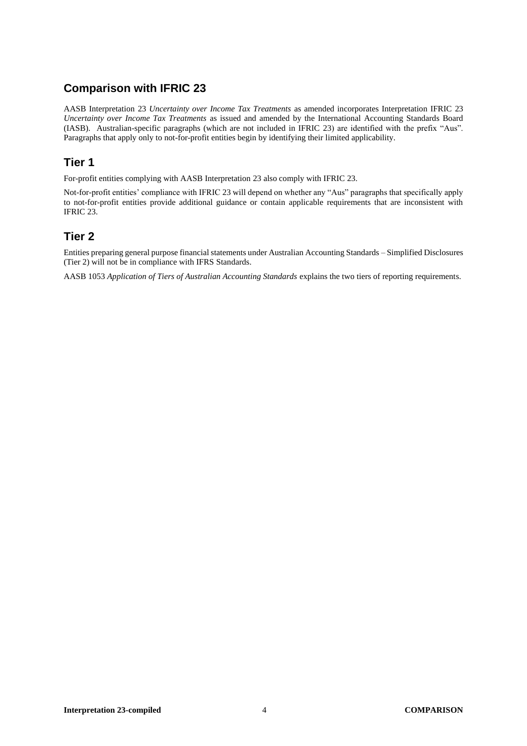## Comparison with IFRIC 23

AASB Interpretation 23 *Uncertainty over Income Tax Treatments* as amended incorporates Interpretation IFRIC 23 *Uncertainty over Income Tax Treatments* as issued and amended by the International Accounting Standards Board (IASB). Australian-specific paragraphs (which are not included in IFRIC 23) are identified with the prefix "Aus". Paragraphs that apply only to not-for-profit entities begin by identifying their limited applicability.

## Tier 1

For-profit entities complying with AASB Interpretation 23 also comply with IFRIC 23.

Not-for-profit entities' compliance with IFRIC 23 will depend on whether any "Aus" paragraphs that specifically apply to not-for-profit entities provide additional guidance or contain applicable requirements that are inconsistent with IFRIC 23.

## Tier 2

Entities preparing general purpose financial statements under Australian Accounting Standards – Simplified Disclosures (Tier 2) will not be in compliance with IFRS Standards.

AASB 1053 *Application of Tiers of Australian Accounting Standards* explains the two tiers of reporting requirements.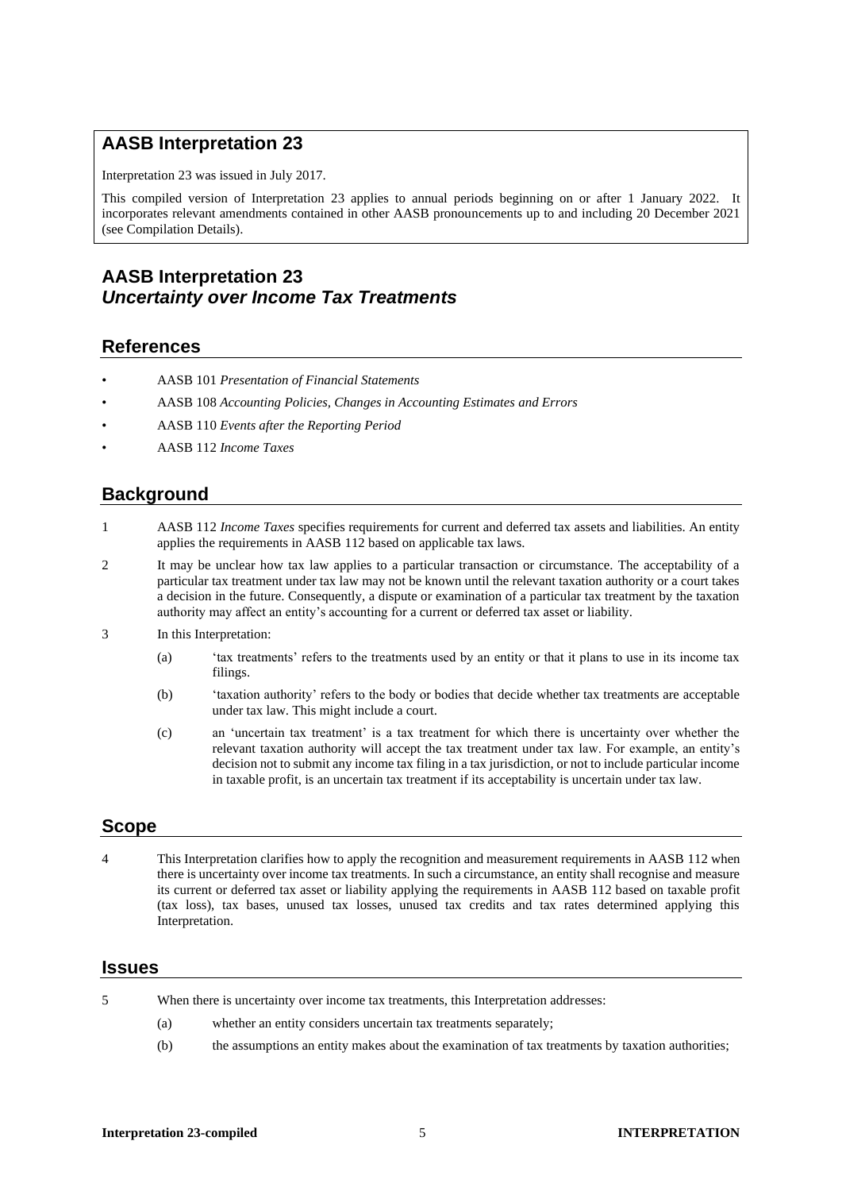## AASB Interpretation 23

Interpretation 23 was issued in July 2017.

This compiled version of Interpretation 23 applies to annual periods beginning on or after 1 January 2022. It incorporates relevant amendments contained in other AASB pronouncements up to and including 20 December 2021 (see Compilation Details).

# AASB Interpretation 23
# *Uncertainty over Income Tax Treatments*

## References

- AASB 101 *Presentation of Financial Statements*
- AASB 108 *Accounting Policies, Changes in Accounting Estimates and Errors*
- AASB 110 *Events after the Reporting Period*
- AASB 112 *Income Taxes*

## Background

1 AASB 112 *Income Taxes* specifies requirements for current and deferred tax assets and liabilities. An entity applies the requirements in AASB 112 based on applicable tax laws.

2 It may be unclear how tax law applies to a particular transaction or circumstance. The acceptability of a particular tax treatment under tax law may not be known until the relevant taxation authority or a court takes a decision in the future. Consequently, a dispute or examination of a particular tax treatment by the taxation authority may affect an entity's accounting for a current or deferred tax asset or liability.

3 In this Interpretation:

(a) 'tax treatments' refers to the treatments used by an entity or that it plans to use in its income tax filings.

(b) 'taxation authority' refers to the body or bodies that decide whether tax treatments are acceptable under tax law. This might include a court.

(c) an 'uncertain tax treatment' is a tax treatment for which there is uncertainty over whether the relevant taxation authority will accept the tax treatment under tax law. For example, an entity's decision not to submit any income tax filing in a tax jurisdiction, or not to include particular income in taxable profit, is an uncertain tax treatment if its acceptability is uncertain under tax law.

## Scope

4 This Interpretation clarifies how to apply the recognition and measurement requirements in AASB 112 when there is uncertainty over income tax treatments. In such a circumstance, an entity shall recognise and measure its current or deferred tax asset or liability applying the requirements in AASB 112 based on taxable profit (tax loss), tax bases, unused tax losses, unused tax credits and tax rates determined applying this Interpretation.

## Issues

5 When there is uncertainty over income tax treatments, this Interpretation addresses:

(a) whether an entity considers uncertain tax treatments separately;

(b) the assumptions an entity makes about the examination of tax treatments by taxation authorities;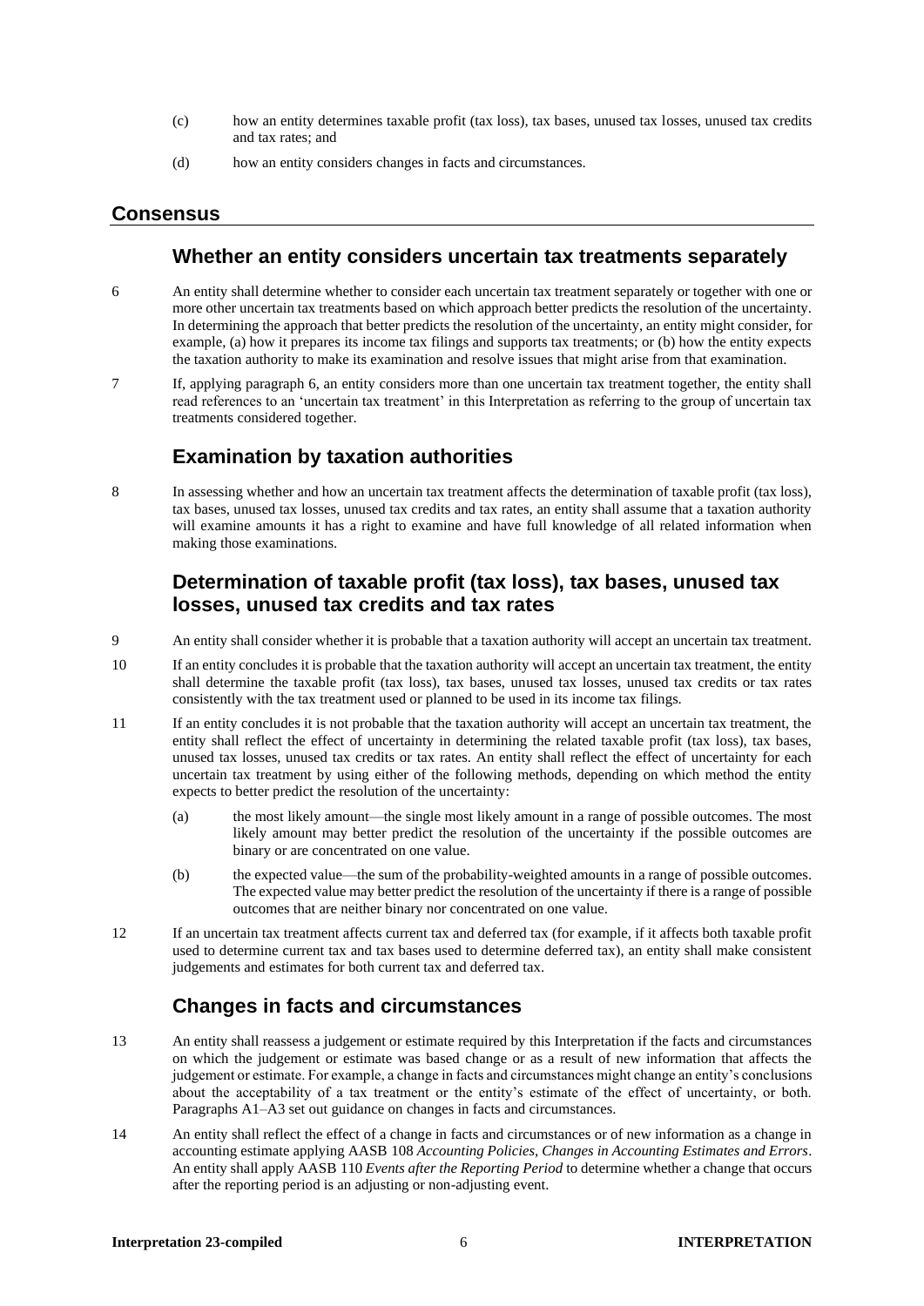(c) how an entity determines taxable profit (tax loss), tax bases, unused tax losses, unused tax credits and tax rates; and

(d) how an entity considers changes in facts and circumstances.

## Consensus

### Whether an entity considers uncertain tax treatments separately

6 An entity shall determine whether to consider each uncertain tax treatment separately or together with one or more other uncertain tax treatments based on which approach better predicts the resolution of the uncertainty. In determining the approach that better predicts the resolution of the uncertainty, an entity might consider, for example, (a) how it prepares its income tax filings and supports tax treatments; or (b) how the entity expects the taxation authority to make its examination and resolve issues that might arise from that examination.

7 If, applying paragraph 6, an entity considers more than one uncertain tax treatment together, the entity shall read references to an 'uncertain tax treatment' in this Interpretation as referring to the group of uncertain tax treatments considered together.

### Examination by taxation authorities

8 In assessing whether and how an uncertain tax treatment affects the determination of taxable profit (tax loss), tax bases, unused tax losses, unused tax credits and tax rates, an entity shall assume that a taxation authority will examine amounts it has a right to examine and have full knowledge of all related information when making those examinations.

### Determination of taxable profit (tax loss), tax bases, unused tax losses, unused tax credits and tax rates

9 An entity shall consider whether it is probable that a taxation authority will accept an uncertain tax treatment.

10 If an entity concludes it is probable that the taxation authority will accept an uncertain tax treatment, the entity shall determine the taxable profit (tax loss), tax bases, unused tax losses, unused tax credits or tax rates consistently with the tax treatment used or planned to be used in its income tax filings.

11 If an entity concludes it is not probable that the taxation authority will accept an uncertain tax treatment, the entity shall reflect the effect of uncertainty in determining the related taxable profit (tax loss), tax bases, unused tax losses, unused tax credits or tax rates. An entity shall reflect the effect of uncertainty for each uncertain tax treatment by using either of the following methods, depending on which method the entity expects to better predict the resolution of the uncertainty:

(a) the most likely amount—the single most likely amount in a range of possible outcomes. The most likely amount may better predict the resolution of the uncertainty if the possible outcomes are binary or are concentrated on one value.

(b) the expected value—the sum of the probability-weighted amounts in a range of possible outcomes. The expected value may better predict the resolution of the uncertainty if there is a range of possible outcomes that are neither binary nor concentrated on one value.

12 If an uncertain tax treatment affects current tax and deferred tax (for example, if it affects both taxable profit used to determine current tax and tax bases used to determine deferred tax), an entity shall make consistent judgements and estimates for both current tax and deferred tax.

### Changes in facts and circumstances

13 An entity shall reassess a judgement or estimate required by this Interpretation if the facts and circumstances on which the judgement or estimate was based change or as a result of new information that affects the judgement or estimate. For example, a change in facts and circumstances might change an entity's conclusions about the acceptability of a tax treatment or the entity's estimate of the effect of uncertainty, or both. Paragraphs A1–A3 set out guidance on changes in facts and circumstances.

14 An entity shall reflect the effect of a change in facts and circumstances or of new information as a change in accounting estimate applying AASB 108 *Accounting Policies, Changes in Accounting Estimates and Errors*. An entity shall apply AASB 110 *Events after the Reporting Period* to determine whether a change that occurs after the reporting period is an adjusting or non-adjusting event.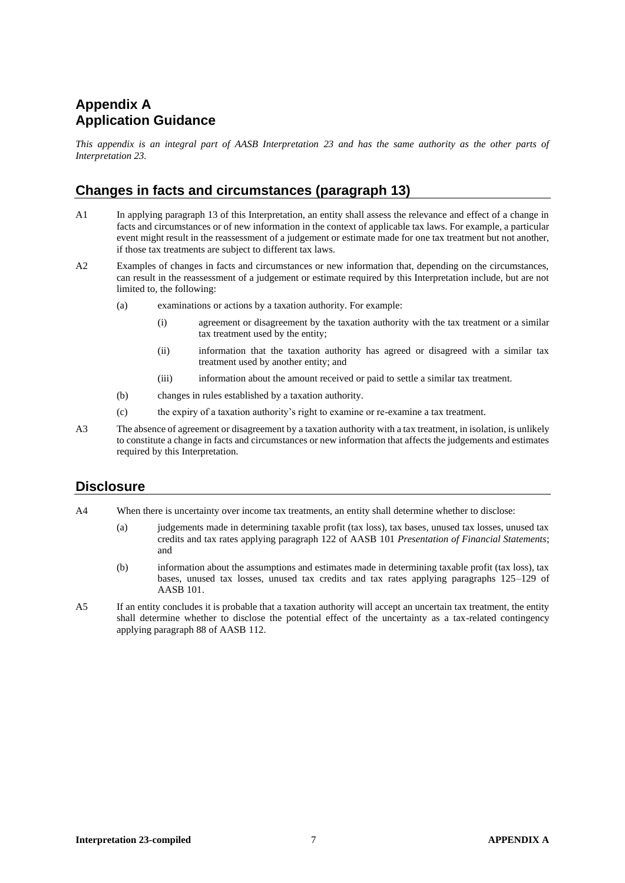# Appendix A
# Application Guidance

*This appendix is an integral part of AASB Interpretation 23 and has the same authority as the other parts of Interpretation 23.*

## Changes in facts and circumstances (paragraph 13)

A1 In applying paragraph 13 of this Interpretation, an entity shall assess the relevance and effect of a change in facts and circumstances or of new information in the context of applicable tax laws. For example, a particular event might result in the reassessment of a judgement or estimate made for one tax treatment but not another, if those tax treatments are subject to different tax laws.

A2 Examples of changes in facts and circumstances or new information that, depending on the circumstances, can result in the reassessment of a judgement or estimate required by this Interpretation include, but are not limited to, the following:

(a) examinations or actions by a taxation authority. For example:

(i) agreement or disagreement by the taxation authority with the tax treatment or a similar tax treatment used by the entity;

(ii) information that the taxation authority has agreed or disagreed with a similar tax treatment used by another entity; and

(iii) information about the amount received or paid to settle a similar tax treatment.

(b) changes in rules established by a taxation authority.

(c) the expiry of a taxation authority's right to examine or re-examine a tax treatment.

A3 The absence of agreement or disagreement by a taxation authority with a tax treatment, in isolation, is unlikely to constitute a change in facts and circumstances or new information that affects the judgements and estimates required by this Interpretation.

## Disclosure

A4 When there is uncertainty over income tax treatments, an entity shall determine whether to disclose:

(a) judgements made in determining taxable profit (tax loss), tax bases, unused tax losses, unused tax credits and tax rates applying paragraph 122 of AASB 101 *Presentation of Financial Statements*; and

(b) information about the assumptions and estimates made in determining taxable profit (tax loss), tax bases, unused tax losses, unused tax credits and tax rates applying paragraphs 125–129 of AASB 101.

A5 If an entity concludes it is probable that a taxation authority will accept an uncertain tax treatment, the entity shall determine whether to disclose the potential effect of the uncertainty as a tax-related contingency applying paragraph 88 of AASB 112.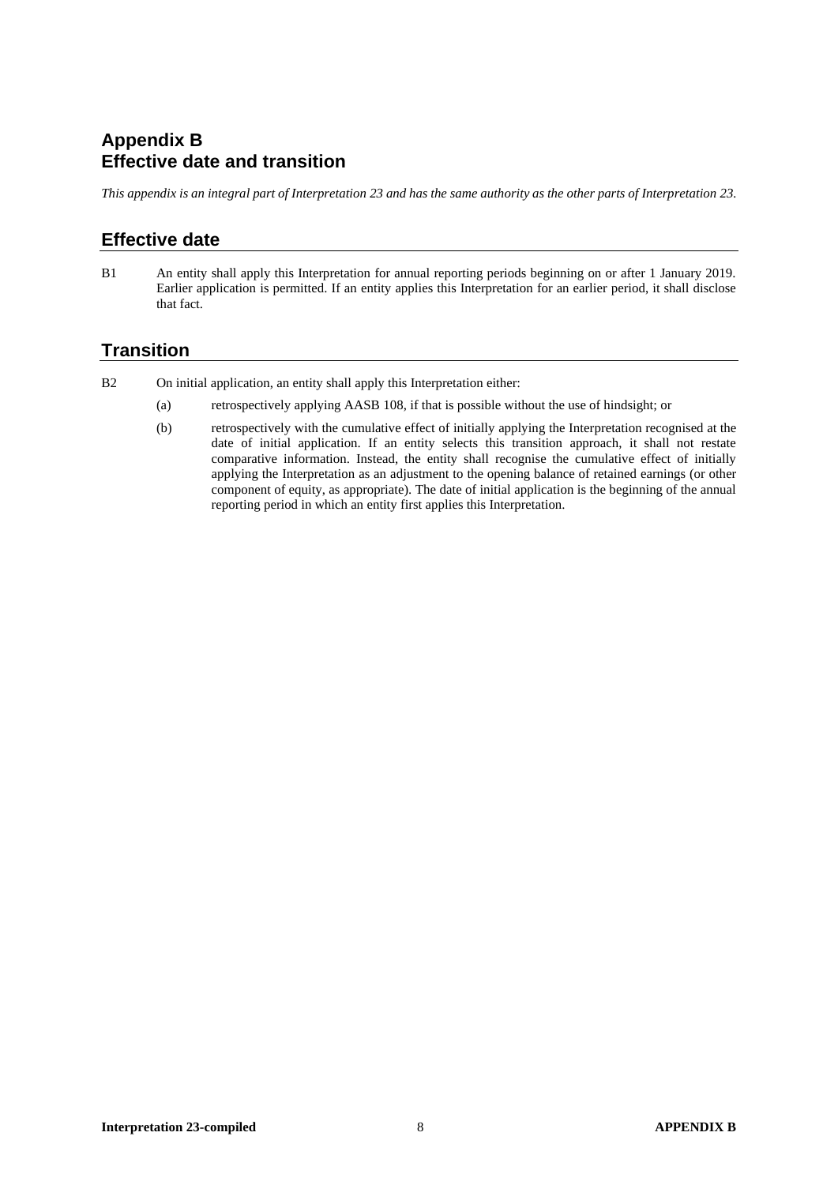# Appendix B
# Effective date and transition

*This appendix is an integral part of Interpretation 23 and has the same authority as the other parts of Interpretation 23.*

## Effective date

B1 An entity shall apply this Interpretation for annual reporting periods beginning on or after 1 January 2019. Earlier application is permitted. If an entity applies this Interpretation for an earlier period, it shall disclose that fact.

## Transition

B2 On initial application, an entity shall apply this Interpretation either:

(a) retrospectively applying AASB 108, if that is possible without the use of hindsight; or

(b) retrospectively with the cumulative effect of initially applying the Interpretation recognised at the date of initial application. If an entity selects this transition approach, it shall not restate comparative information. Instead, the entity shall recognise the cumulative effect of initially applying the Interpretation as an adjustment to the opening balance of retained earnings (or other component of equity, as appropriate). The date of initial application is the beginning of the annual reporting period in which an entity first applies this Interpretation.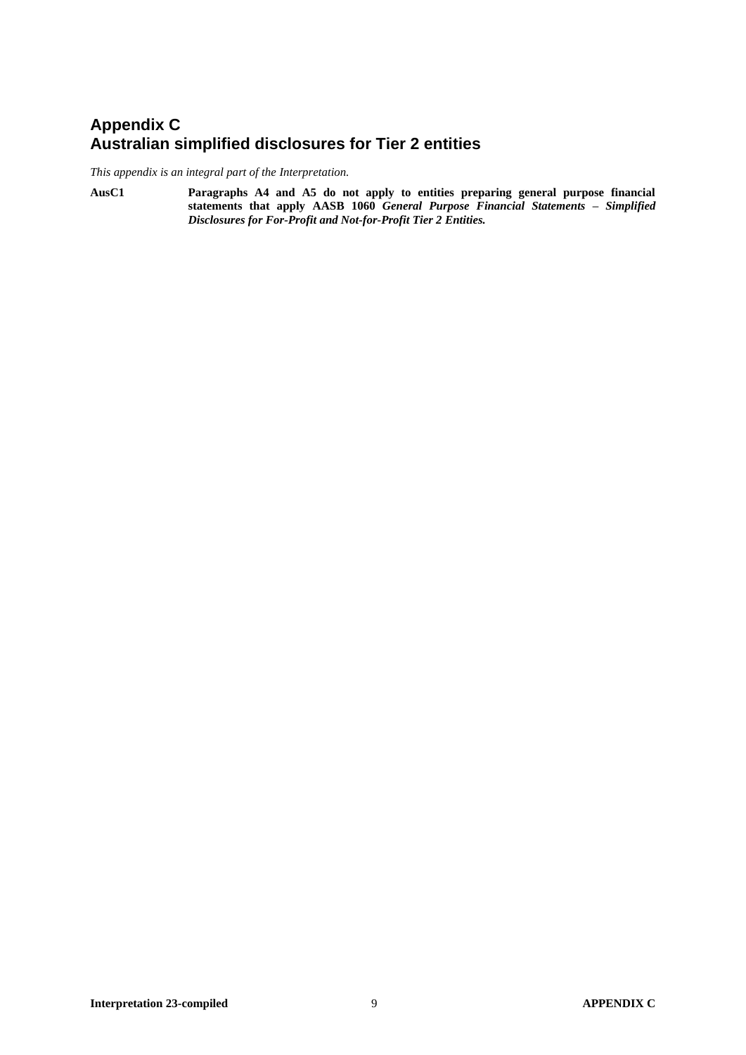# Appendix C
# Australian simplified disclosures for Tier 2 entities

*This appendix is an integral part of the Interpretation.*

**AusC1 Paragraphs A4 and A5 do not apply to entities preparing general purpose financial statements that apply AASB 1060 *General Purpose Financial Statements – Simplified Disclosures for For-Profit and Not-for-Profit Tier 2 Entities.***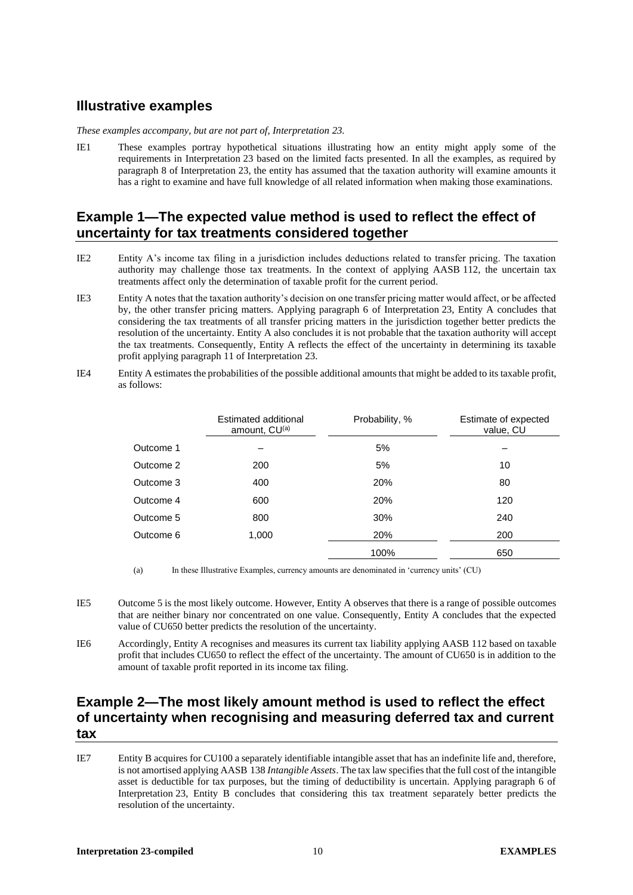## Illustrative examples

*These examples accompany, but are not part of, Interpretation 23.*

IE1 These examples portray hypothetical situations illustrating how an entity might apply some of the requirements in Interpretation 23 based on the limited facts presented. In all the examples, as required by paragraph 8 of Interpretation 23, the entity has assumed that the taxation authority will examine amounts it has a right to examine and have full knowledge of all related information when making those examinations.

## Example 1—The expected value method is used to reflect the effect of uncertainty for tax treatments considered together

IE2 Entity A's income tax filing in a jurisdiction includes deductions related to transfer pricing. The taxation authority may challenge those tax treatments. In the context of applying AASB 112, the uncertain tax treatments affect only the determination of taxable profit for the current period.

IE3 Entity A notes that the taxation authority's decision on one transfer pricing matter would affect, or be affected by, the other transfer pricing matters. Applying paragraph 6 of Interpretation 23, Entity A concludes that considering the tax treatments of all transfer pricing matters in the jurisdiction together better predicts the resolution of the uncertainty. Entity A also concludes it is not probable that the taxation authority will accept the tax treatments. Consequently, Entity A reflects the effect of the uncertainty in determining its taxable profit applying paragraph 11 of Interpretation 23.

IE4 Entity A estimates the probabilities of the possible additional amounts that might be added to its taxable profit, as follows:

| | Estimated additional amount, CU[(a)] | Probability, % | Estimate of expected value, CU |
|---|---|---|---|
| Outcome 1 | – | 5% | – |
| Outcome 2 | 200 | 5% | 10 |
| Outcome 3 | 400 | 20% | 80 |
| Outcome 4 | 600 | 20% | 120 |
| Outcome 5 | 800 | 30% | 240 |
| Outcome 6 | 1,000 | 20% | 200 |
| | | 100% | 650 |

(a) In these Illustrative Examples, currency amounts are denominated in 'currency units' (CU)

IE5 Outcome 5 is the most likely outcome. However, Entity A observes that there is a range of possible outcomes that are neither binary nor concentrated on one value. Consequently, Entity A concludes that the expected value of CU650 better predicts the resolution of the uncertainty.

IE6 Accordingly, Entity A recognises and measures its current tax liability applying AASB 112 based on taxable profit that includes CU650 to reflect the effect of the uncertainty. The amount of CU650 is in addition to the amount of taxable profit reported in its income tax filing.

## Example 2—The most likely amount method is used to reflect the effect of uncertainty when recognising and measuring deferred tax and current tax

IE7 Entity B acquires for CU100 a separately identifiable intangible asset that has an indefinite life and, therefore, is not amortised applying AASB 138 *Intangible Assets*. The tax law specifies that the full cost of the intangible asset is deductible for tax purposes, but the timing of deductibility is uncertain. Applying paragraph 6 of Interpretation 23, Entity B concludes that considering this tax treatment separately better predicts the resolution of the uncertainty.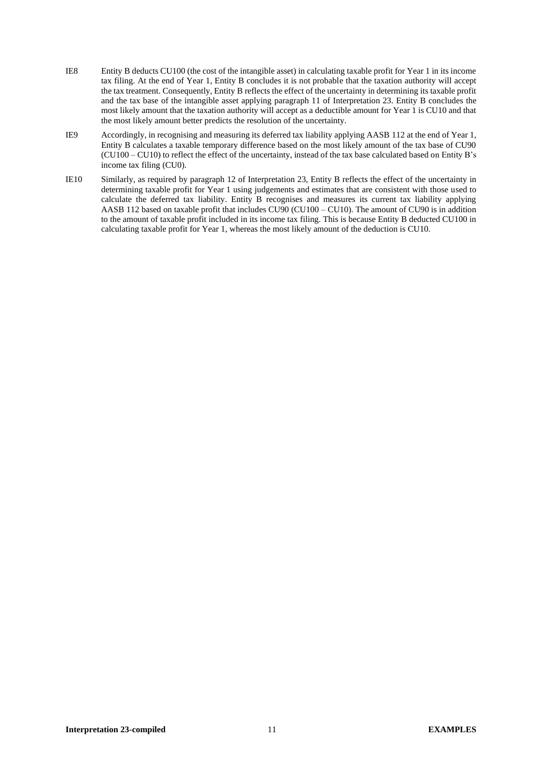IE8 Entity B deducts CU100 (the cost of the intangible asset) in calculating taxable profit for Year 1 in its income tax filing. At the end of Year 1, Entity B concludes it is not probable that the taxation authority will accept the tax treatment. Consequently, Entity B reflects the effect of the uncertainty in determining its taxable profit and the tax base of the intangible asset applying paragraph 11 of Interpretation 23. Entity B concludes the most likely amount that the taxation authority will accept as a deductible amount for Year 1 is CU10 and that the most likely amount better predicts the resolution of the uncertainty.

IE9 Accordingly, in recognising and measuring its deferred tax liability applying AASB 112 at the end of Year 1, Entity B calculates a taxable temporary difference based on the most likely amount of the tax base of CU90 (CU100 – CU10) to reflect the effect of the uncertainty, instead of the tax base calculated based on Entity B's income tax filing (CU0).

IE10 Similarly, as required by paragraph 12 of Interpretation 23, Entity B reflects the effect of the uncertainty in determining taxable profit for Year 1 using judgements and estimates that are consistent with those used to calculate the deferred tax liability. Entity B recognises and measures its current tax liability applying AASB 112 based on taxable profit that includes CU90 (CU100 – CU10). The amount of CU90 is in addition to the amount of taxable profit included in its income tax filing. This is because Entity B deducted CU100 in calculating taxable profit for Year 1, whereas the most likely amount of the deduction is CU10.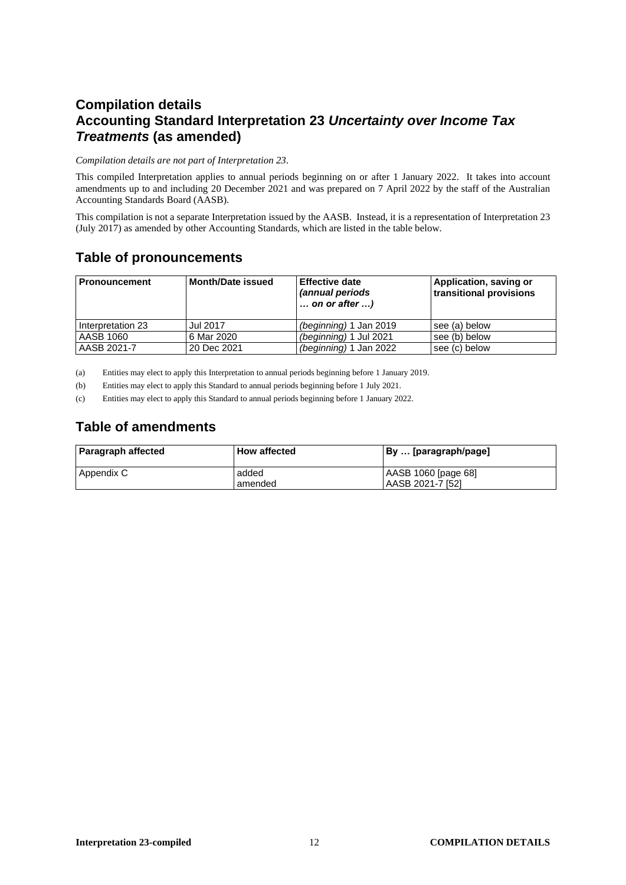## Compilation details
## Accounting Standard Interpretation 23 *Uncertainty over Income Tax Treatments* (as amended)

*Compilation details are not part of Interpretation 23*.

This compiled Interpretation applies to annual periods beginning on or after 1 January 2022. It takes into account amendments up to and including 20 December 2021 and was prepared on 7 April 2022 by the staff of the Australian Accounting Standards Board (AASB).

This compilation is not a separate Interpretation issued by the AASB. Instead, it is a representation of Interpretation 23 (July 2017) as amended by other Accounting Standards, which are listed in the table below.

## Table of pronouncements

| Pronouncement | Month/Date issued | Effective date *(annual periods … on or after …)* | Application, saving or transitional provisions |
|---|---|---|---|
| Interpretation 23 | Jul 2017 | *(beginning)* 1 Jan 2019 | see (a) below |
| AASB 1060 | 6 Mar 2020 | *(beginning)* 1 Jul 2021 | see (b) below |
| AASB 2021-7 | 20 Dec 2021 | *(beginning)* 1 Jan 2022 | see (c) below |

(a) Entities may elect to apply this Interpretation to annual periods beginning before 1 January 2019.

(b) Entities may elect to apply this Standard to annual periods beginning before 1 July 2021.

(c) Entities may elect to apply this Standard to annual periods beginning before 1 January 2022.

## Table of amendments

| Paragraph affected | How affected | By … [paragraph/page] |
|---|---|---|
| Appendix C | added<br>amended | AASB 1060 [page 68]<br>AASB 2021-7 [52] |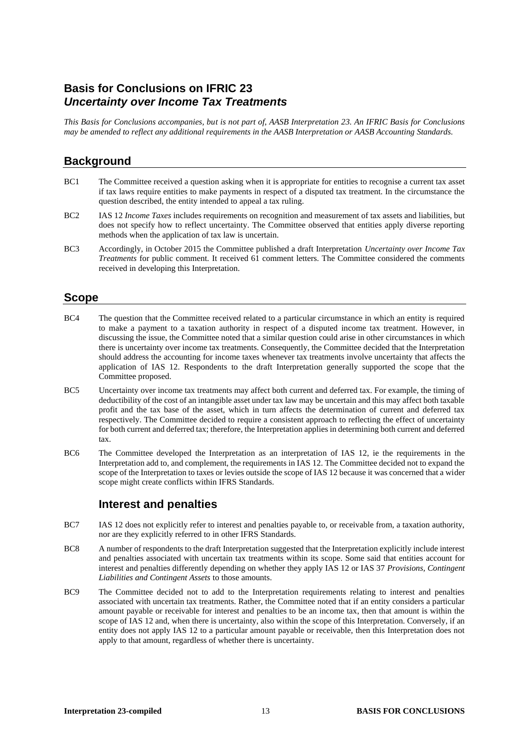## Basis for Conclusions on IFRIC 23 *Uncertainty over Income Tax Treatments*

*This Basis for Conclusions accompanies, but is not part of, AASB Interpretation 23. An IFRIC Basis for Conclusions may be amended to reflect any additional requirements in the AASB Interpretation or AASB Accounting Standards.*

## Background

BC1 The Committee received a question asking when it is appropriate for entities to recognise a current tax asset if tax laws require entities to make payments in respect of a disputed tax treatment. In the circumstance the question described, the entity intended to appeal a tax ruling.

BC2 IAS 12 *Income Taxes* includes requirements on recognition and measurement of tax assets and liabilities, but does not specify how to reflect uncertainty. The Committee observed that entities apply diverse reporting methods when the application of tax law is uncertain.

BC3 Accordingly, in October 2015 the Committee published a draft Interpretation *Uncertainty over Income Tax Treatments* for public comment. It received 61 comment letters. The Committee considered the comments received in developing this Interpretation.

## Scope

BC4 The question that the Committee received related to a particular circumstance in which an entity is required to make a payment to a taxation authority in respect of a disputed income tax treatment. However, in discussing the issue, the Committee noted that a similar question could arise in other circumstances in which there is uncertainty over income tax treatments. Consequently, the Committee decided that the Interpretation should address the accounting for income taxes whenever tax treatments involve uncertainty that affects the application of IAS 12. Respondents to the draft Interpretation generally supported the scope that the Committee proposed.

BC5 Uncertainty over income tax treatments may affect both current and deferred tax. For example, the timing of deductibility of the cost of an intangible asset under tax law may be uncertain and this may affect both taxable profit and the tax base of the asset, which in turn affects the determination of current and deferred tax respectively. The Committee decided to require a consistent approach to reflecting the effect of uncertainty for both current and deferred tax; therefore, the Interpretation applies in determining both current and deferred tax.

BC6 The Committee developed the Interpretation as an interpretation of IAS 12, ie the requirements in the Interpretation add to, and complement, the requirements in IAS 12. The Committee decided not to expand the scope of the Interpretation to taxes or levies outside the scope of IAS 12 because it was concerned that a wider scope might create conflicts within IFRS Standards.

### Interest and penalties

BC7 IAS 12 does not explicitly refer to interest and penalties payable to, or receivable from, a taxation authority, nor are they explicitly referred to in other IFRS Standards.

BC8 A number of respondents to the draft Interpretation suggested that the Interpretation explicitly include interest and penalties associated with uncertain tax treatments within its scope. Some said that entities account for interest and penalties differently depending on whether they apply IAS 12 or IAS 37 *Provisions, Contingent Liabilities and Contingent Assets* to those amounts.

BC9 The Committee decided not to add to the Interpretation requirements relating to interest and penalties associated with uncertain tax treatments. Rather, the Committee noted that if an entity considers a particular amount payable or receivable for interest and penalties to be an income tax, then that amount is within the scope of IAS 12 and, when there is uncertainty, also within the scope of this Interpretation. Conversely, if an entity does not apply IAS 12 to a particular amount payable or receivable, then this Interpretation does not apply to that amount, regardless of whether there is uncertainty.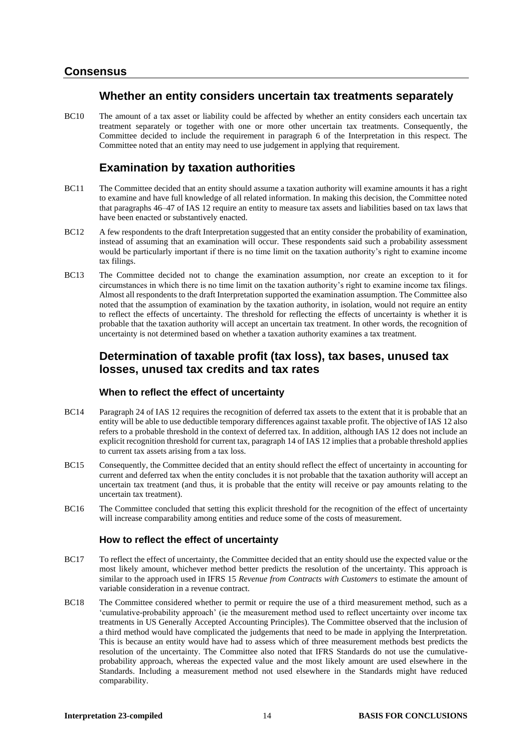## Consensus

### Whether an entity considers uncertain tax treatments separately

BC10 The amount of a tax asset or liability could be affected by whether an entity considers each uncertain tax treatment separately or together with one or more other uncertain tax treatments. Consequently, the Committee decided to include the requirement in paragraph 6 of the Interpretation in this respect. The Committee noted that an entity may need to use judgement in applying that requirement.

### Examination by taxation authorities

BC11 The Committee decided that an entity should assume a taxation authority will examine amounts it has a right to examine and have full knowledge of all related information. In making this decision, the Committee noted that paragraphs 46–47 of IAS 12 require an entity to measure tax assets and liabilities based on tax laws that have been enacted or substantively enacted.

BC12 A few respondents to the draft Interpretation suggested that an entity consider the probability of examination, instead of assuming that an examination will occur. These respondents said such a probability assessment would be particularly important if there is no time limit on the taxation authority's right to examine income tax filings.

BC13 The Committee decided not to change the examination assumption, nor create an exception to it for circumstances in which there is no time limit on the taxation authority's right to examine income tax filings. Almost all respondents to the draft Interpretation supported the examination assumption. The Committee also noted that the assumption of examination by the taxation authority, in isolation, would not require an entity to reflect the effects of uncertainty. The threshold for reflecting the effects of uncertainty is whether it is probable that the taxation authority will accept an uncertain tax treatment. In other words, the recognition of uncertainty is not determined based on whether a taxation authority examines a tax treatment.

### Determination of taxable profit (tax loss), tax bases, unused tax losses, unused tax credits and tax rates

#### When to reflect the effect of uncertainty

BC14 Paragraph 24 of IAS 12 requires the recognition of deferred tax assets to the extent that it is probable that an entity will be able to use deductible temporary differences against taxable profit. The objective of IAS 12 also refers to a probable threshold in the context of deferred tax. In addition, although IAS 12 does not include an explicit recognition threshold for current tax, paragraph 14 of IAS 12 implies that a probable threshold applies to current tax assets arising from a tax loss.

BC15 Consequently, the Committee decided that an entity should reflect the effect of uncertainty in accounting for current and deferred tax when the entity concludes it is not probable that the taxation authority will accept an uncertain tax treatment (and thus, it is probable that the entity will receive or pay amounts relating to the uncertain tax treatment).

BC16 The Committee concluded that setting this explicit threshold for the recognition of the effect of uncertainty will increase comparability among entities and reduce some of the costs of measurement.

#### How to reflect the effect of uncertainty

BC17 To reflect the effect of uncertainty, the Committee decided that an entity should use the expected value or the most likely amount, whichever method better predicts the resolution of the uncertainty. This approach is similar to the approach used in IFRS 15 *Revenue from Contracts with Customers* to estimate the amount of variable consideration in a revenue contract.

BC18 The Committee considered whether to permit or require the use of a third measurement method, such as a 'cumulative-probability approach' (ie the measurement method used to reflect uncertainty over income tax treatments in US Generally Accepted Accounting Principles). The Committee observed that the inclusion of a third method would have complicated the judgements that need to be made in applying the Interpretation. This is because an entity would have had to assess which of three measurement methods best predicts the resolution of the uncertainty. The Committee also noted that IFRS Standards do not use the cumulative-probability approach, whereas the expected value and the most likely amount are used elsewhere in the Standards. Including a measurement method not used elsewhere in the Standards might have reduced comparability.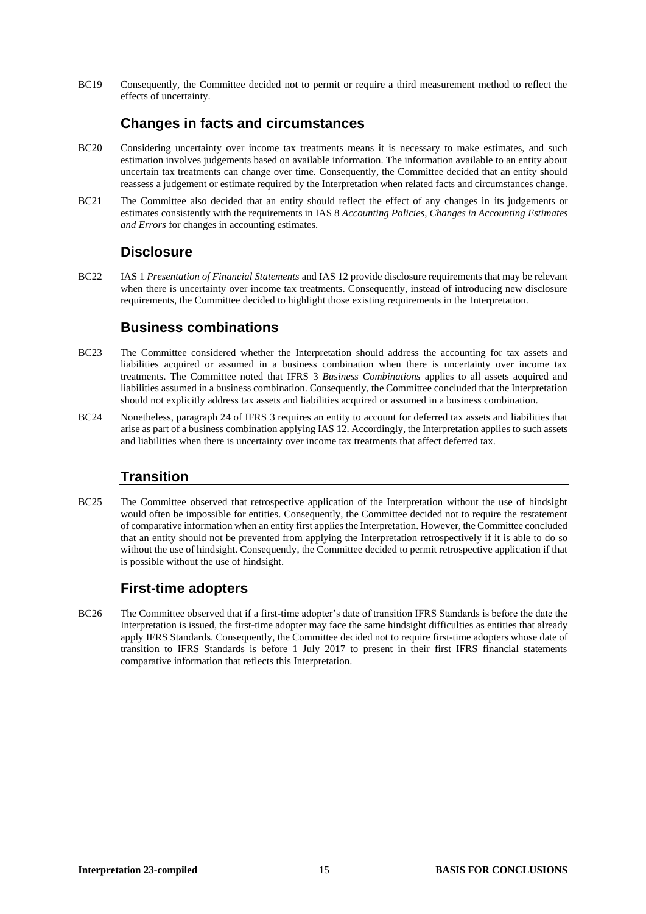BC19 Consequently, the Committee decided not to permit or require a third measurement method to reflect the effects of uncertainty.

## Changes in facts and circumstances

BC20 Considering uncertainty over income tax treatments means it is necessary to make estimates, and such estimation involves judgements based on available information. The information available to an entity about uncertain tax treatments can change over time. Consequently, the Committee decided that an entity should reassess a judgement or estimate required by the Interpretation when related facts and circumstances change.

BC21 The Committee also decided that an entity should reflect the effect of any changes in its judgements or estimates consistently with the requirements in IAS 8 *Accounting Policies, Changes in Accounting Estimates and Errors* for changes in accounting estimates.

## Disclosure

BC22 IAS 1 *Presentation of Financial Statements* and IAS 12 provide disclosure requirements that may be relevant when there is uncertainty over income tax treatments. Consequently, instead of introducing new disclosure requirements, the Committee decided to highlight those existing requirements in the Interpretation.

## Business combinations

BC23 The Committee considered whether the Interpretation should address the accounting for tax assets and liabilities acquired or assumed in a business combination when there is uncertainty over income tax treatments. The Committee noted that IFRS 3 *Business Combinations* applies to all assets acquired and liabilities assumed in a business combination. Consequently, the Committee concluded that the Interpretation should not explicitly address tax assets and liabilities acquired or assumed in a business combination.

BC24 Nonetheless, paragraph 24 of IFRS 3 requires an entity to account for deferred tax assets and liabilities that arise as part of a business combination applying IAS 12. Accordingly, the Interpretation applies to such assets and liabilities when there is uncertainty over income tax treatments that affect deferred tax.

## Transition

BC25 The Committee observed that retrospective application of the Interpretation without the use of hindsight would often be impossible for entities. Consequently, the Committee decided not to require the restatement of comparative information when an entity first applies the Interpretation. However, the Committee concluded that an entity should not be prevented from applying the Interpretation retrospectively if it is able to do so without the use of hindsight. Consequently, the Committee decided to permit retrospective application if that is possible without the use of hindsight.

## First-time adopters

BC26 The Committee observed that if a first-time adopter's date of transition IFRS Standards is before the date the Interpretation is issued, the first-time adopter may face the same hindsight difficulties as entities that already apply IFRS Standards. Consequently, the Committee decided not to require first-time adopters whose date of transition to IFRS Standards is before 1 July 2017 to present in their first IFRS financial statements comparative information that reflects this Interpretation.